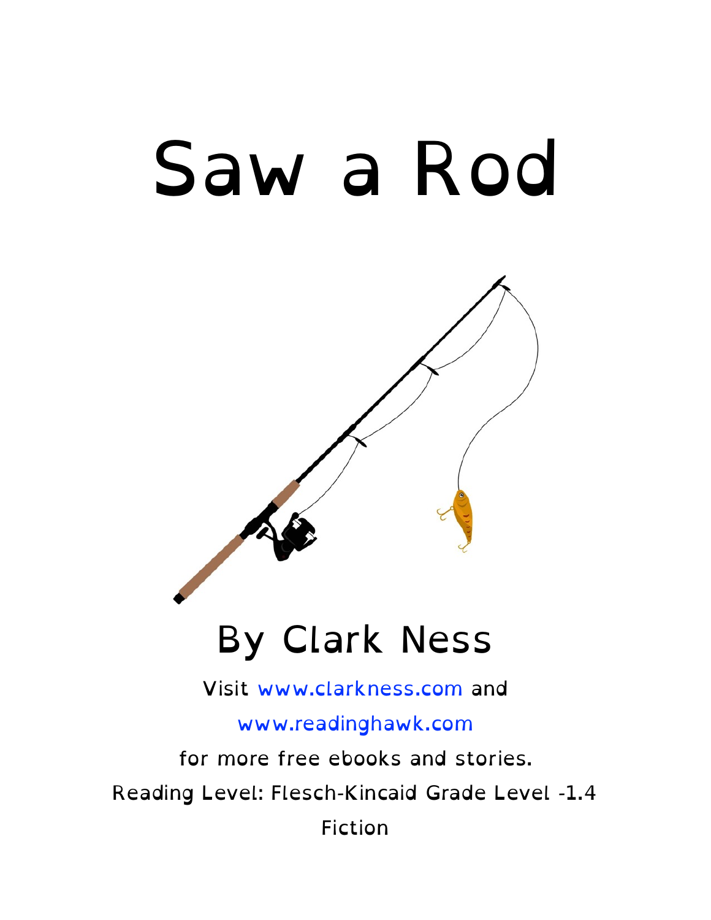# Saw a Rod

## By Clark Ness

Visit www.clarkness.com and

www.readinghawk.com

for more free ebooks and stories.

Reading Level: Flesch-Kincaid Grade Level -1.4

Fiction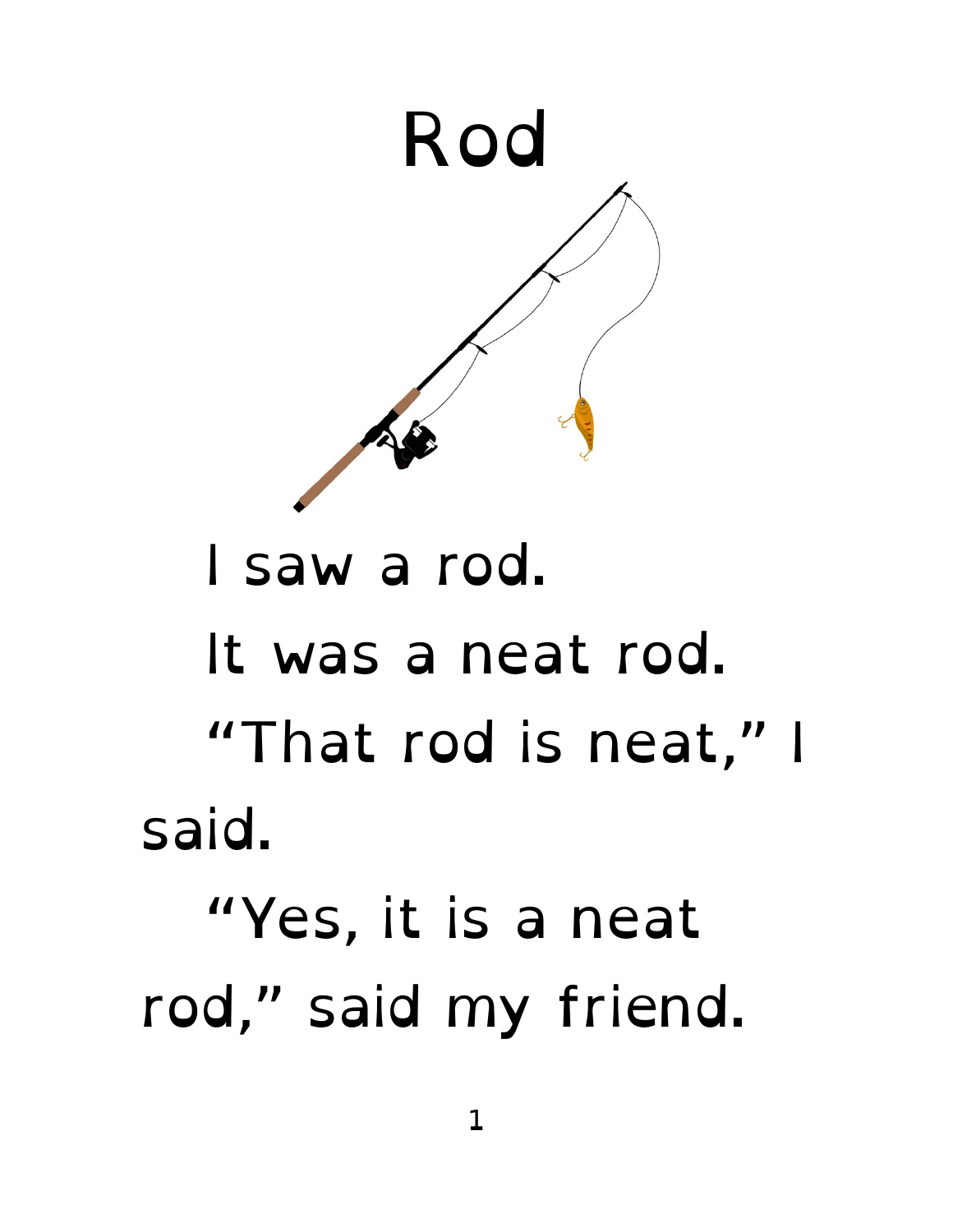# Rod

I saw a rod.

It was a neat rod.

"That rod is neat," I said.

"Yes, it is a neat rod," said my friend.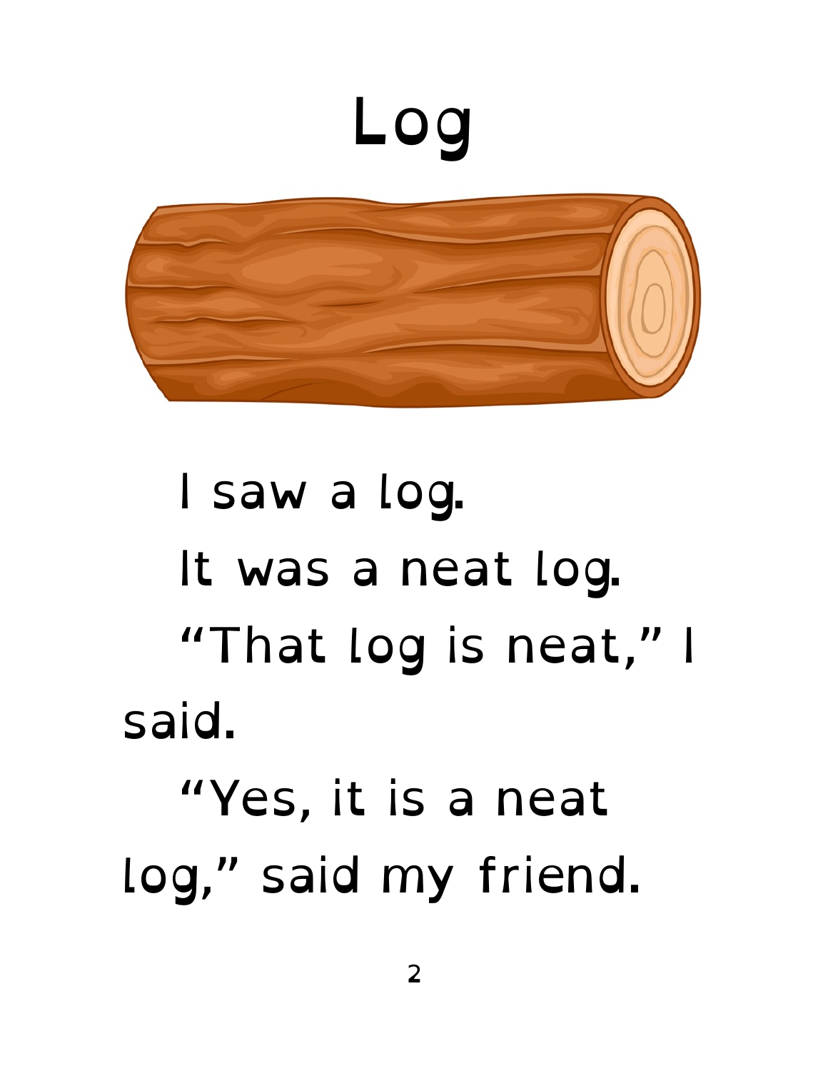# Log

I saw a log.

It was a neat log.

"That log is neat," I said.

"Yes, it is a neat log," said my friend.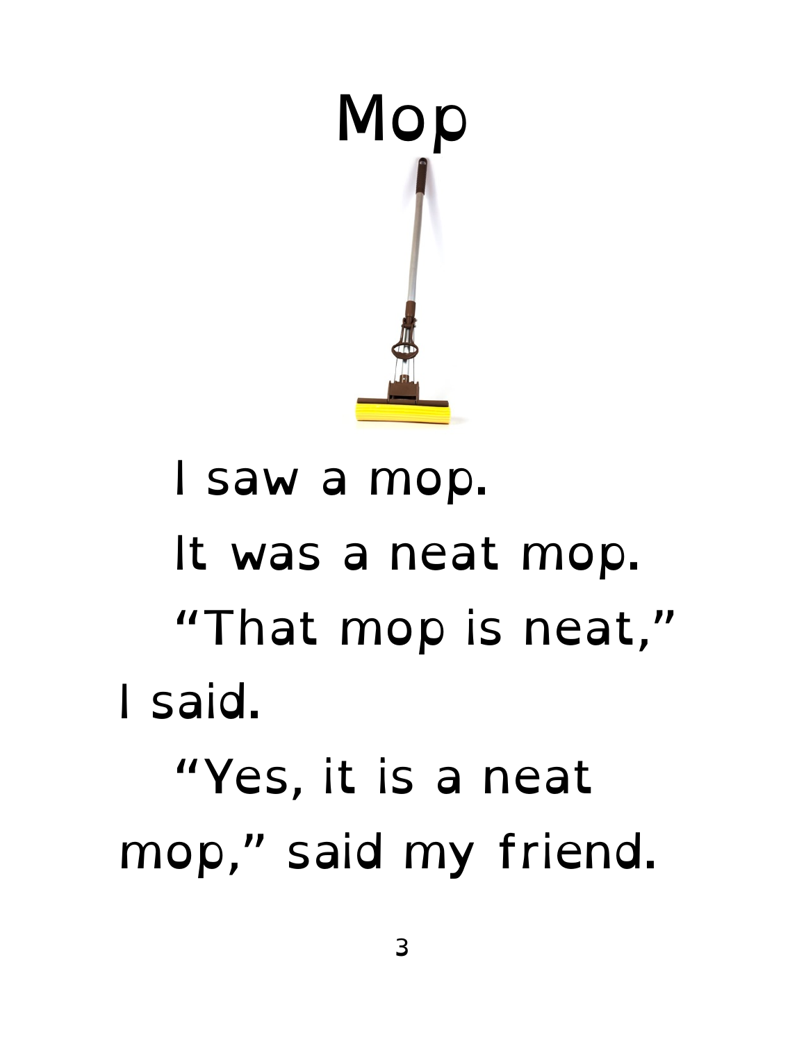# Mop

I saw a mop.

It was a neat mop.

"That mop is neat," I said.

"Yes, it is a neat mop," said my friend.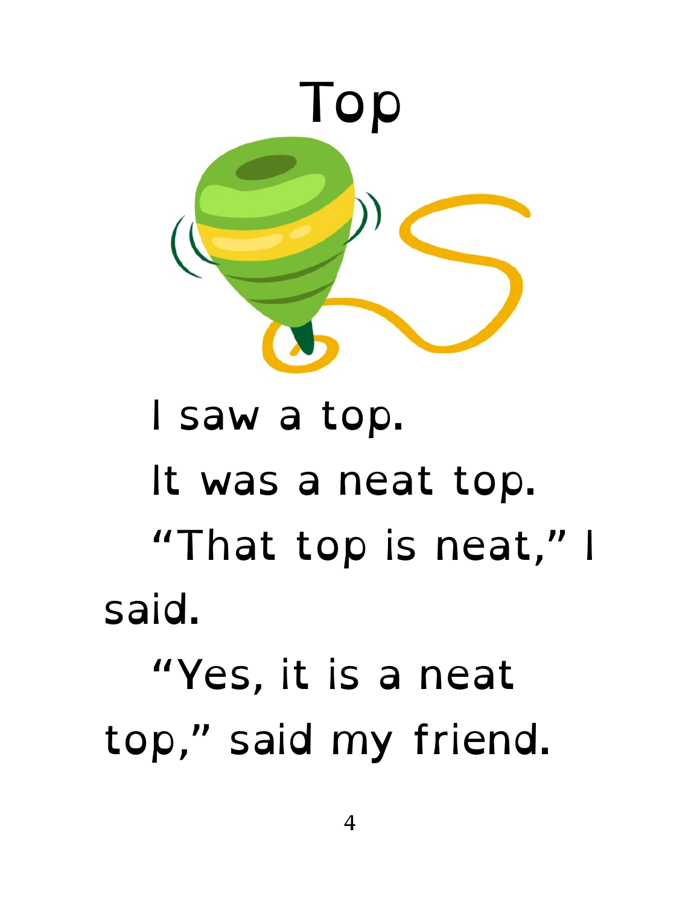# Top

I saw a top.

It was a neat top.

“That top is neat,” I said.

“Yes, it is a neat top,” said my friend.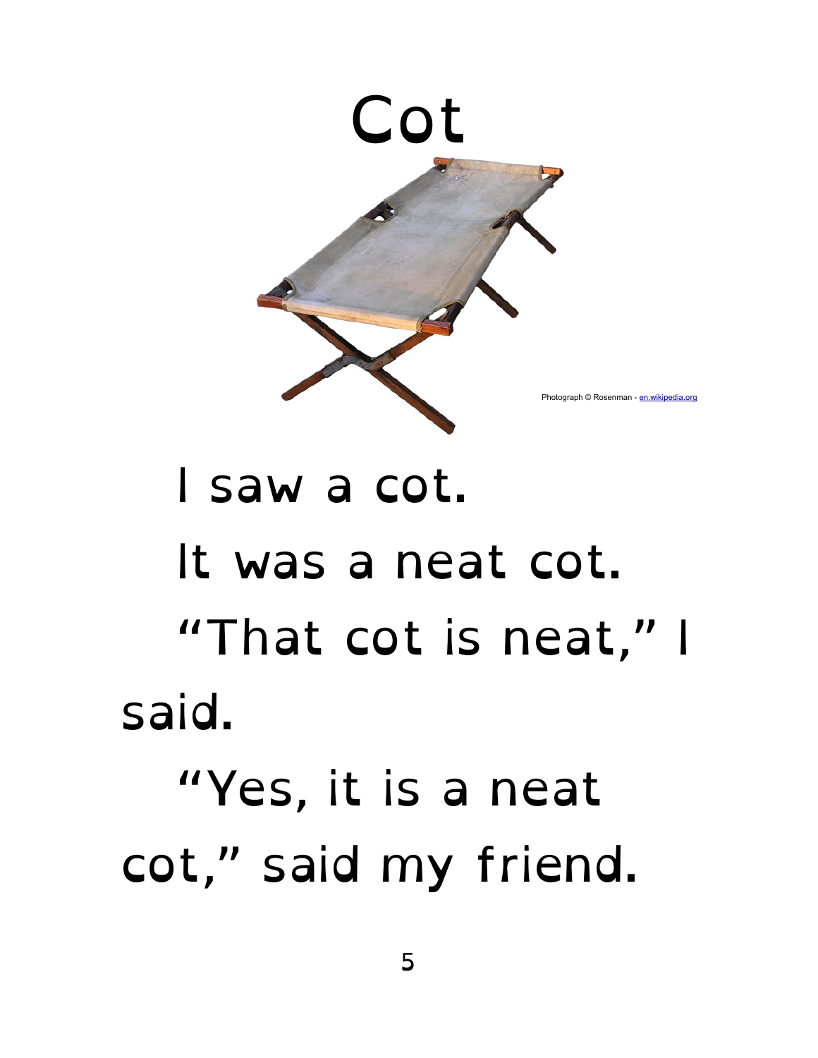# Cot

Photograph © Rosenman - en.wikipedia.org

I saw a cot.

It was a neat cot.

"That cot is neat," I said.

"Yes, it is a neat cot," said my friend.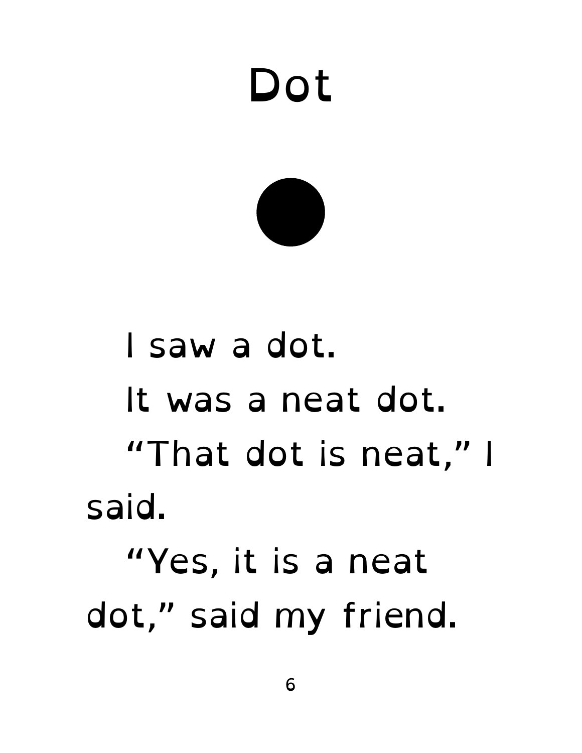# Dot

I saw a dot.

It was a neat dot.

"That dot is neat," I said.

"Yes, it is a neat dot," said my friend.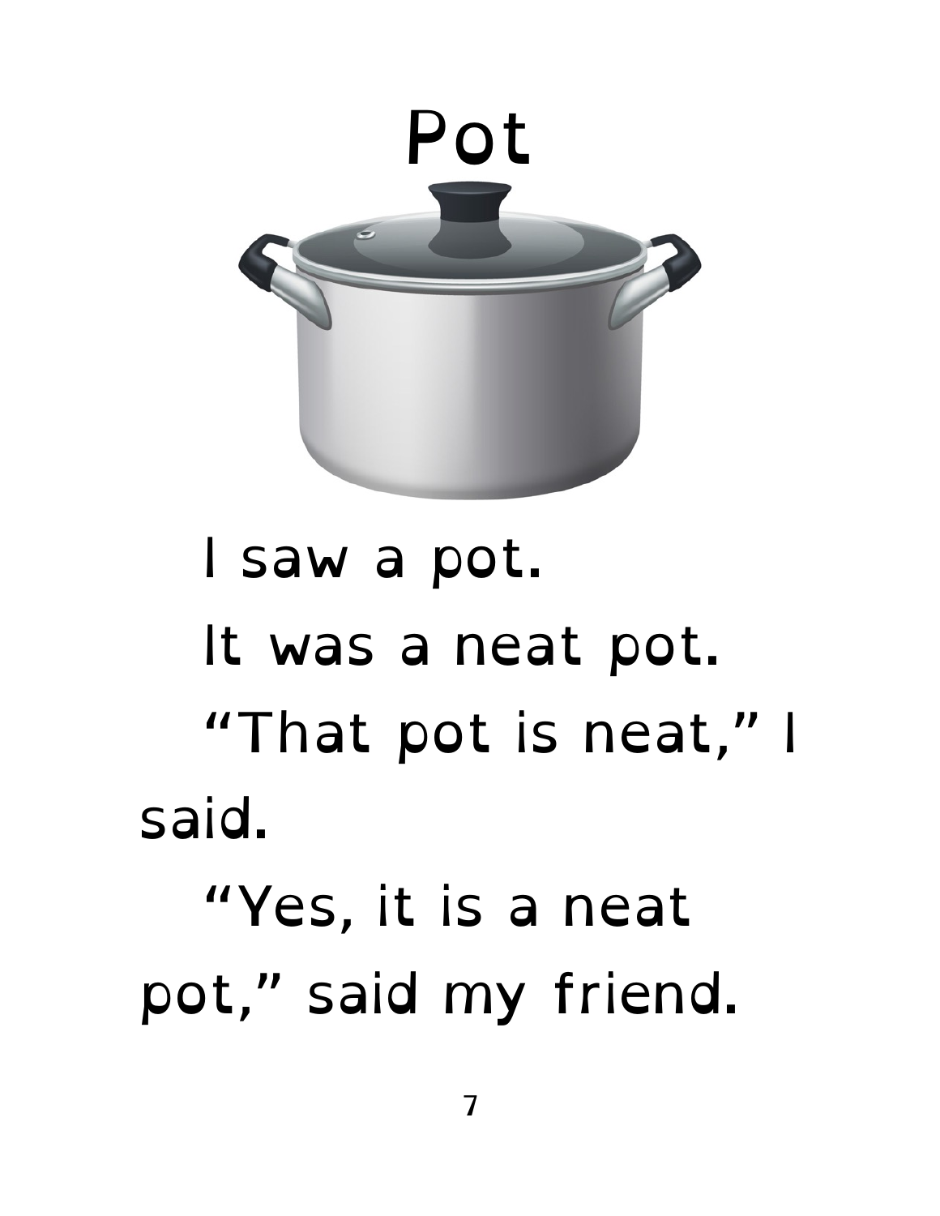# Pot

I saw a pot.

It was a neat pot.

"That pot is neat," I said.

"Yes, it is a neat pot," said my friend.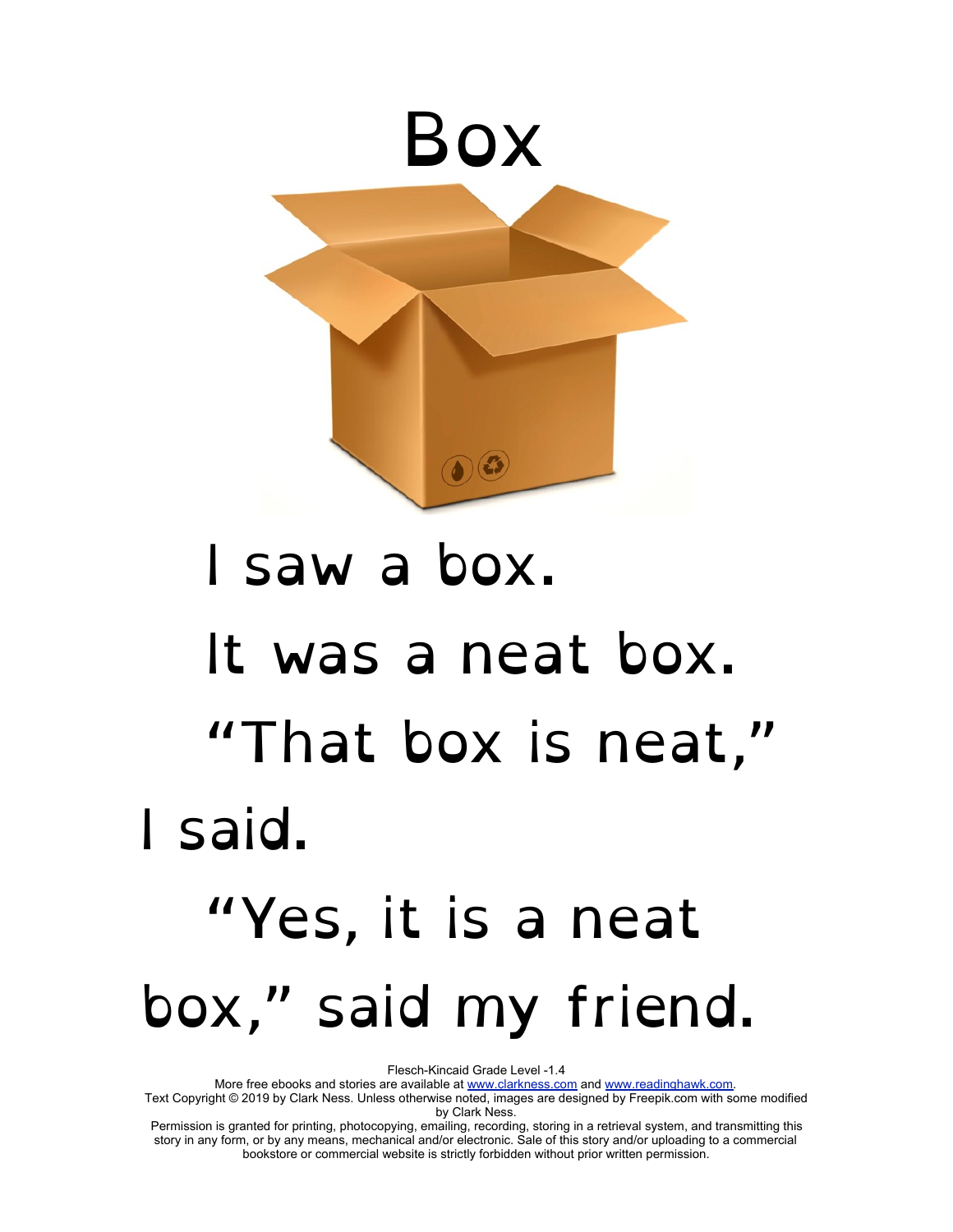# Box

I saw a box.

It was a neat box.

"That box is neat," I said.

"Yes, it is a neat box," said my friend.

Flesch-Kincaid Grade Level -1.4

More free ebooks and stories are available at www.clarkness.com and www.readinghawk.com.

Text Copyright © 2019 by Clark Ness. Unless otherwise noted, images are designed by Freepik.com with some modified by Clark Ness.

Permission is granted for printing, photocopying, emailing, recording, storing in a retrieval system, and transmitting this story in any form, or by any means, mechanical and/or electronic. Sale of this story and/or uploading to a commercial bookstore or commercial website is strictly forbidden without prior written permission.